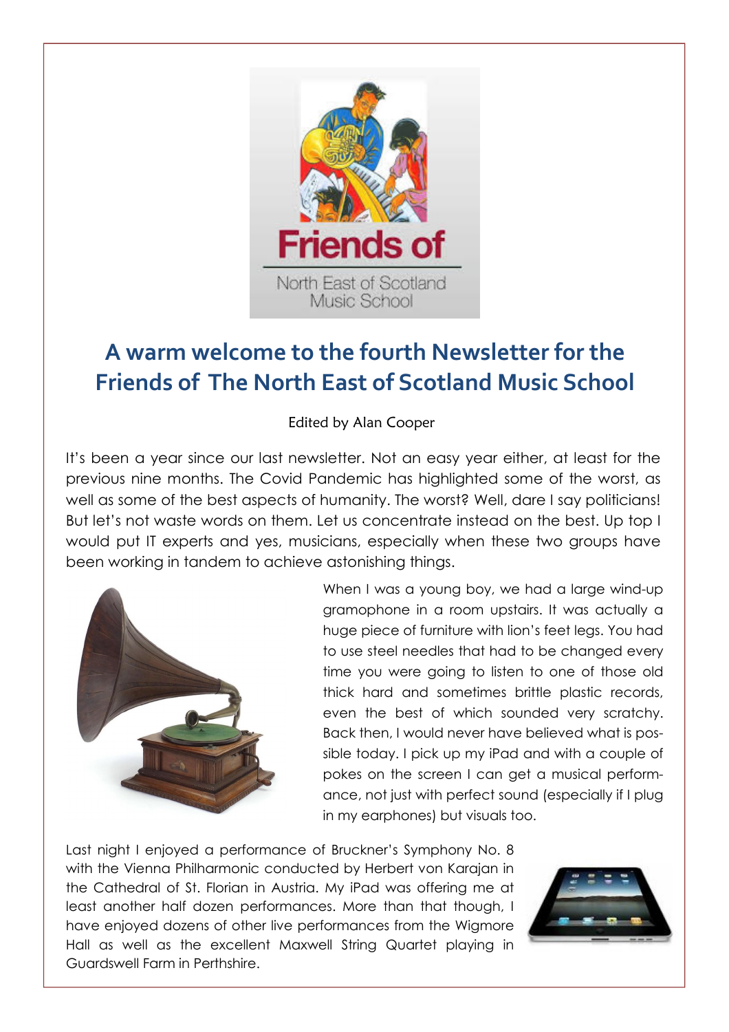Friends of

North East of Scotland Music School

# A warm welcome to the fourth Newsletter for the Friends of The North East of Scotland Music School

Edited by Alan Cooper

It's been a year since our last newsletter. Not an easy year either, at least for the previous nine months. The Covid Pandemic has highlighted some of the worst, as well as some of the best aspects of humanity. The worst? Well, dare I say politicians! But let's not waste words on them. Let us concentrate instead on the best. Up top I would put IT experts and yes, musicians, especially when these two groups have been working in tandem to achieve astonishing things.

When I was a young boy, we had a large wind-up gramophone in a room upstairs. It was actually a huge piece of furniture with lion's feet legs. You had to use steel needles that had to be changed every time you were going to listen to one of those old thick hard and sometimes brittle plastic records, even the best of which sounded very scratchy. Back then, I would never have believed what is possible today. I pick up my iPad and with a couple of pokes on the screen I can get a musical performance, not just with perfect sound (especially if I plug in my earphones) but visuals too.

Last night I enjoyed a performance of Bruckner's Symphony No. 8 with the Vienna Philharmonic conducted by Herbert von Karajan in the Cathedral of St. Florian in Austria. My iPad was offering me at least another half dozen performances. More than that though, I have enjoyed dozens of other live performances from the Wigmore Hall as well as the excellent Maxwell String Quartet playing in Guardswell Farm in Perthshire.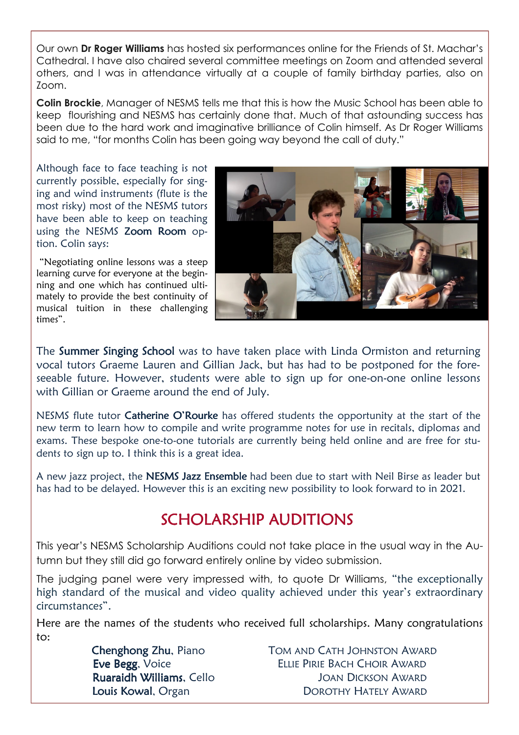Our own **Dr Roger Williams** has hosted six performances online for the Friends of St. Machar's Cathedral. I have also chaired several committee meetings on Zoom and attended several others, and I was in attendance virtually at a couple of family birthday parties, also on Zoom.

**Colin Brockie**, Manager of NESMS tells me that this is how the Music School has been able to keep flourishing and NESMS has certainly done that. Much of that astounding success has been due to the hard work and imaginative brilliance of Colin himself. As Dr Roger Williams said to me, "for months Colin has been going way beyond the call of duty."

Although face to face teaching is not currently possible, especially for singing and wind instruments (flute is the most risky) most of the NESMS tutors have been able to keep on teaching using the NESMS **Zoom Room** option. Colin says:

"Negotiating online lessons was a steep learning curve for everyone at the beginning and one which has continued ultimately to provide the best continuity of musical tuition in these challenging times".

The **Summer Singing School** was to have taken place with Linda Ormiston and returning vocal tutors Graeme Lauren and Gillian Jack, but has had to be postponed for the foreseeable future. However, students were able to sign up for one-on-one online lessons with Gillian or Graeme around the end of July.

NESMS flute tutor **Catherine O'Rourke** has offered students the opportunity at the start of the new term to learn how to compile and write programme notes for use in recitals, diplomas and exams. These bespoke one-to-one tutorials are currently being held online and are free for students to sign up to. I think this is a great idea.

A new jazz project, the **NESMS Jazz Ensemble** had been due to start with Neil Birse as leader but has had to be delayed. However this is an exciting new possibility to look forward to in 2021.

## SCHOLARSHIP AUDITIONS

This year's NESMS Scholarship Auditions could not take place in the usual way in the Autumn but they still did go forward entirely online by video submission.

The judging panel were very impressed with, to quote Dr Williams, "the exceptionally high standard of the musical and video quality achieved under this year's extraordinary circumstances".

Here are the names of the students who received full scholarships. Many congratulations to:

| | |
|---|---|
| **Chenghong Zhu**, Piano | Tom and Cath Johnston Award |
| **Eve Begg**, Voice | Ellie Pirie Bach Choir Award |
| **Ruaraidh Williams**, Cello | Joan Dickson Award |
| **Louis Kowal**, Organ | Dorothy Hately Award |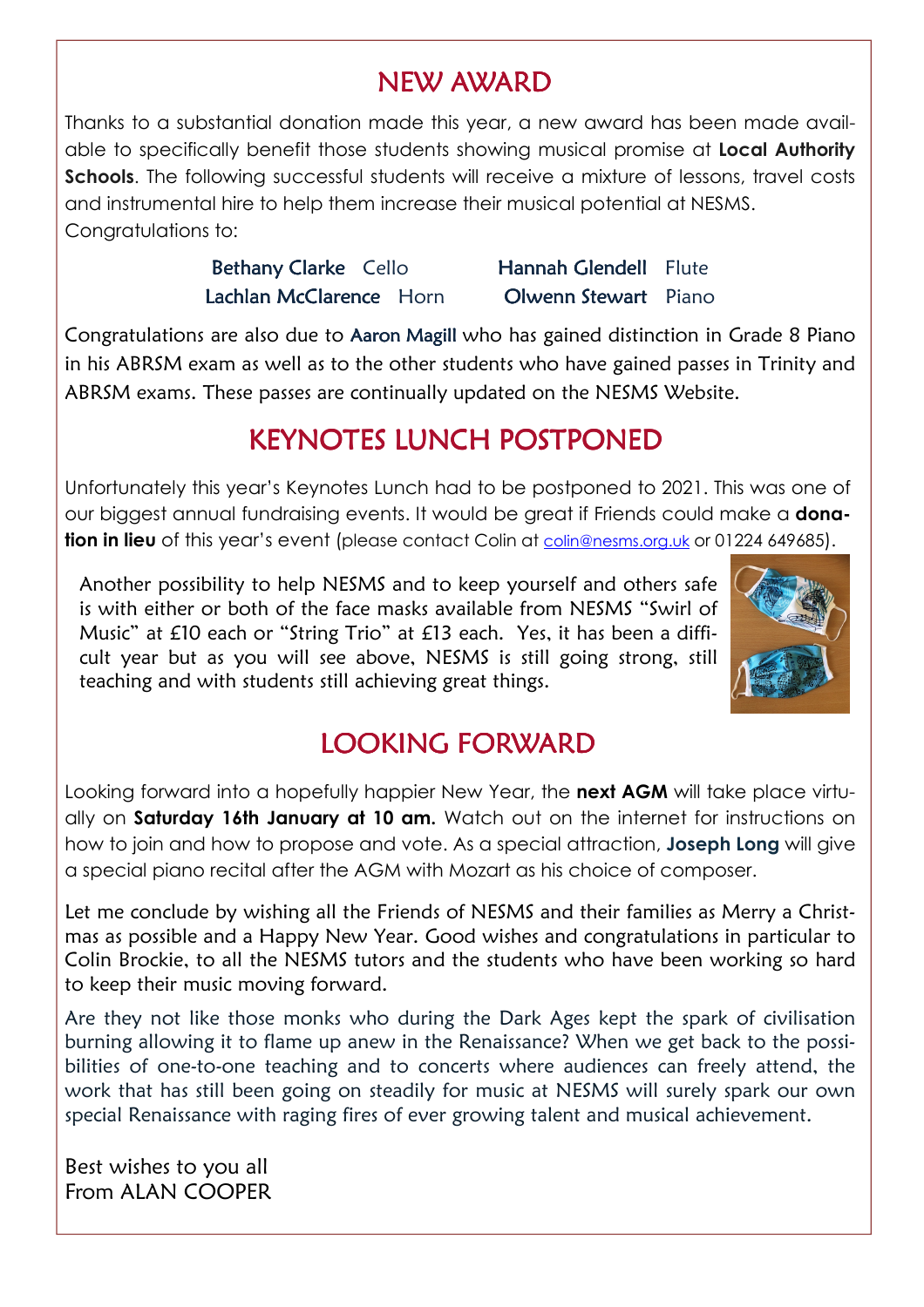## NEW AWARD

Thanks to a substantial donation made this year, a new award has been made available to specifically benefit those students showing musical promise at **Local Authority Schools**. The following successful students will receive a mixture of lessons, travel costs and instrumental hire to help them increase their musical potential at NESMS. Congratulations to:

Bethany Clarke Cello
Hannah Glendell Flute
Lachlan McClarence Horn
Olwenn Stewart Piano

Congratulations are also due to Aaron Magill who has gained distinction in Grade 8 Piano in his ABRSM exam as well as to the other students who have gained passes in Trinity and ABRSM exams. These passes are continually updated on the NESMS Website.

## KEYNOTES LUNCH POSTPONED

Unfortunately this year's Keynotes Lunch had to be postponed to 2021. This was one of our biggest annual fundraising events. It would be great if Friends could make a **donation in lieu** of this year's event (please contact Colin at colin@nesms.org.uk or 01224 649685).

Another possibility to help NESMS and to keep yourself and others safe is with either or both of the face masks available from NESMS "Swirl of Music" at £10 each or "String Trio" at £13 each. Yes, it has been a difficult year but as you will see above, NESMS is still going strong, still teaching and with students still achieving great things.

## LOOKING FORWARD

Looking forward into a hopefully happier New Year, the **next AGM** will take place virtually on **Saturday 16th January at 10 am.** Watch out on the internet for instructions on how to join and how to propose and vote. As a special attraction, **Joseph Long** will give a special piano recital after the AGM with Mozart as his choice of composer.

Let me conclude by wishing all the Friends of NESMS and their families as Merry a Christmas as possible and a Happy New Year. Good wishes and congratulations in particular to Colin Brockie, to all the NESMS tutors and the students who have been working so hard to keep their music moving forward.

Are they not like those monks who during the Dark Ages kept the spark of civilisation burning allowing it to flame up anew in the Renaissance? When we get back to the possibilities of one-to-one teaching and to concerts where audiences can freely attend, the work that has still been going on steadily for music at NESMS will surely spark our own special Renaissance with raging fires of ever growing talent and musical achievement.

Best wishes to you all
From ALAN COOPER